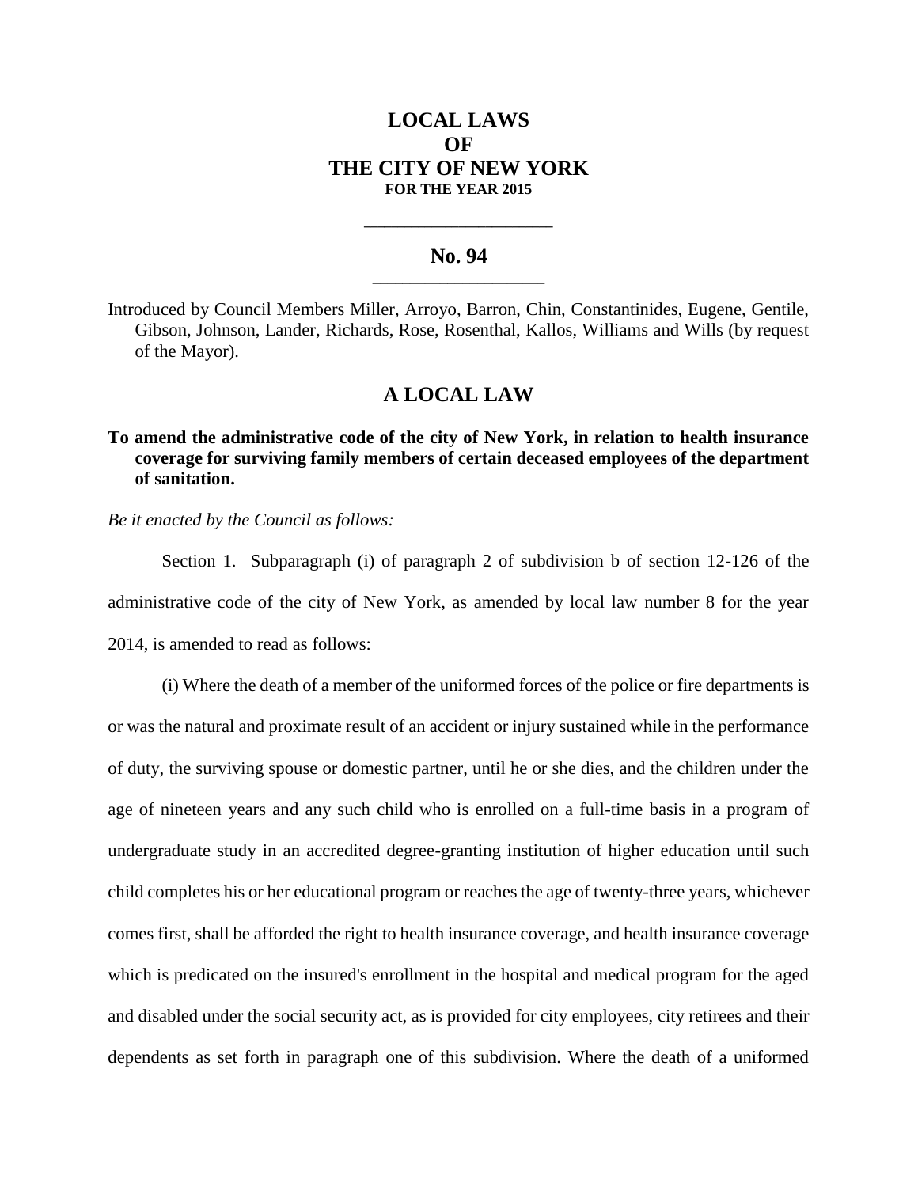# LOCAL LAWS
# OF
# THE CITY OF NEW YORK
**FOR THE YEAR 2015**

---

## No. 94

---

Introduced by Council Members Miller, Arroyo, Barron, Chin, Constantinides, Eugene, Gentile, Gibson, Johnson, Lander, Richards, Rose, Rosenthal, Kallos, Williams and Wills (by request of the Mayor).

## A LOCAL LAW

**To amend the administrative code of the city of New York, in relation to health insurance coverage for surviving family members of certain deceased employees of the department of sanitation.**

*Be it enacted by the Council as follows:*

Section 1. Subparagraph (i) of paragraph 2 of subdivision b of section 12-126 of the administrative code of the city of New York, as amended by local law number 8 for the year 2014, is amended to read as follows:

(i) Where the death of a member of the uniformed forces of the police or fire departments is or was the natural and proximate result of an accident or injury sustained while in the performance of duty, the surviving spouse or domestic partner, until he or she dies, and the children under the age of nineteen years and any such child who is enrolled on a full-time basis in a program of undergraduate study in an accredited degree-granting institution of higher education until such child completes his or her educational program or reaches the age of twenty-three years, whichever comes first, shall be afforded the right to health insurance coverage, and health insurance coverage which is predicated on the insured's enrollment in the hospital and medical program for the aged and disabled under the social security act, as is provided for city employees, city retirees and their dependents as set forth in paragraph one of this subdivision. Where the death of a uniformed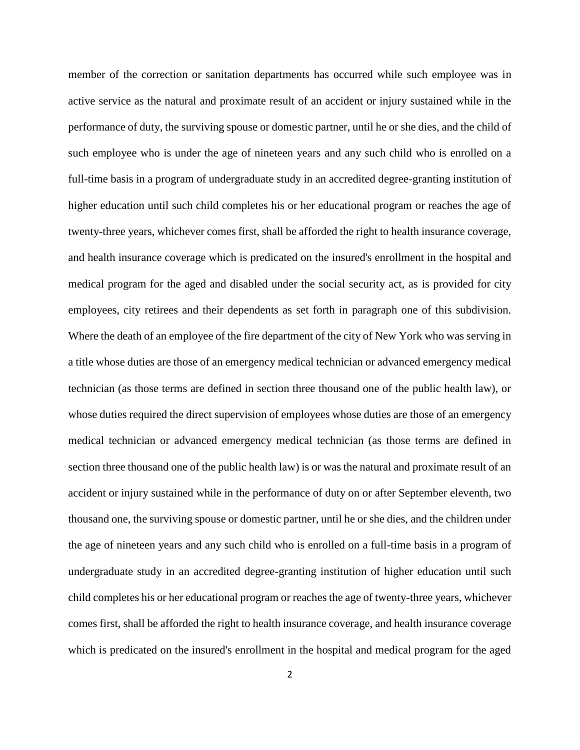member of the correction or sanitation departments has occurred while such employee was in active service as the natural and proximate result of an accident or injury sustained while in the performance of duty, the surviving spouse or domestic partner, until he or she dies, and the child of such employee who is under the age of nineteen years and any such child who is enrolled on a full-time basis in a program of undergraduate study in an accredited degree-granting institution of higher education until such child completes his or her educational program or reaches the age of twenty-three years, whichever comes first, shall be afforded the right to health insurance coverage, and health insurance coverage which is predicated on the insured's enrollment in the hospital and medical program for the aged and disabled under the social security act, as is provided for city employees, city retirees and their dependents as set forth in paragraph one of this subdivision. Where the death of an employee of the fire department of the city of New York who was serving in a title whose duties are those of an emergency medical technician or advanced emergency medical technician (as those terms are defined in section three thousand one of the public health law), or whose duties required the direct supervision of employees whose duties are those of an emergency medical technician or advanced emergency medical technician (as those terms are defined in section three thousand one of the public health law) is or was the natural and proximate result of an accident or injury sustained while in the performance of duty on or after September eleventh, two thousand one, the surviving spouse or domestic partner, until he or she dies, and the children under the age of nineteen years and any such child who is enrolled on a full-time basis in a program of undergraduate study in an accredited degree-granting institution of higher education until such child completes his or her educational program or reaches the age of twenty-three years, whichever comes first, shall be afforded the right to health insurance coverage, and health insurance coverage which is predicated on the insured's enrollment in the hospital and medical program for the aged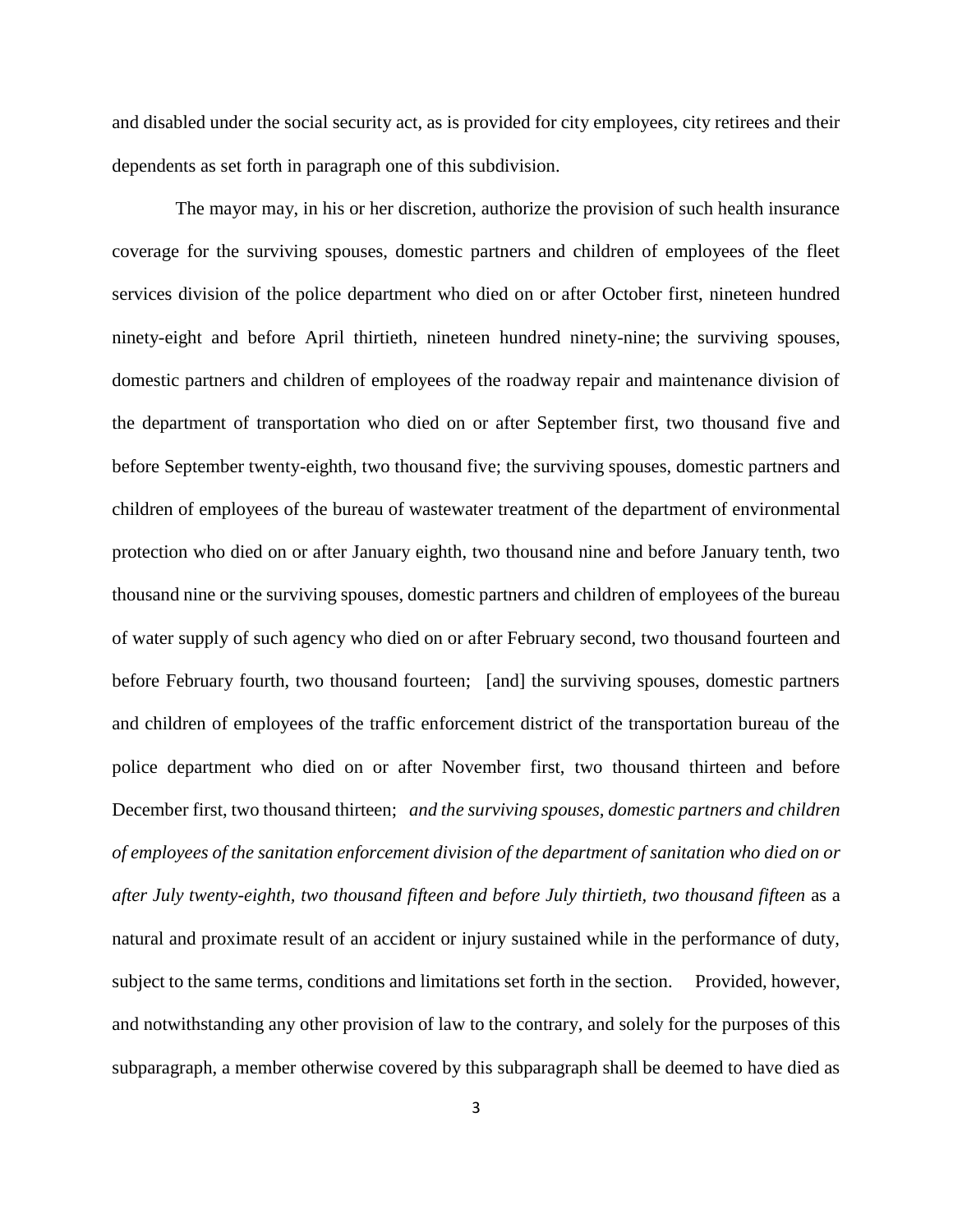and disabled under the social security act, as is provided for city employees, city retirees and their dependents as set forth in paragraph one of this subdivision.

The mayor may, in his or her discretion, authorize the provision of such health insurance coverage for the surviving spouses, domestic partners and children of employees of the fleet services division of the police department who died on or after October first, nineteen hundred ninety-eight and before April thirtieth, nineteen hundred ninety-nine; the surviving spouses, domestic partners and children of employees of the roadway repair and maintenance division of the department of transportation who died on or after September first, two thousand five and before September twenty-eighth, two thousand five; the surviving spouses, domestic partners and children of employees of the bureau of wastewater treatment of the department of environmental protection who died on or after January eighth, two thousand nine and before January tenth, two thousand nine or the surviving spouses, domestic partners and children of employees of the bureau of water supply of such agency who died on or after February second, two thousand fourteen and before February fourth, two thousand fourteen; [and] the surviving spouses, domestic partners and children of employees of the traffic enforcement district of the transportation bureau of the police department who died on or after November first, two thousand thirteen and before December first, two thousand thirteen; *and the surviving spouses, domestic partners and children of employees of the sanitation enforcement division of the department of sanitation who died on or after July twenty-eighth, two thousand fifteen and before July thirtieth, two thousand fifteen* as a natural and proximate result of an accident or injury sustained while in the performance of duty, subject to the same terms, conditions and limitations set forth in the section. Provided, however, and notwithstanding any other provision of law to the contrary, and solely for the purposes of this subparagraph, a member otherwise covered by this subparagraph shall be deemed to have died as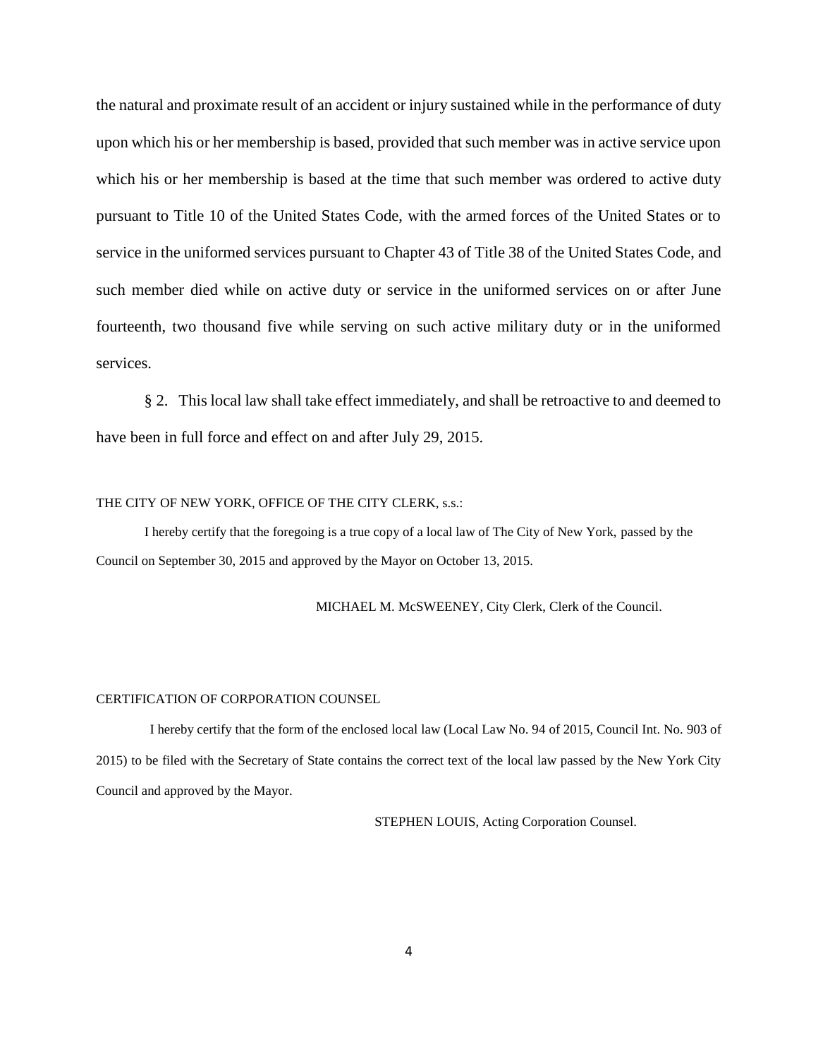the natural and proximate result of an accident or injury sustained while in the performance of duty upon which his or her membership is based, provided that such member was in active service upon which his or her membership is based at the time that such member was ordered to active duty pursuant to Title 10 of the United States Code, with the armed forces of the United States or to service in the uniformed services pursuant to Chapter 43 of Title 38 of the United States Code, and such member died while on active duty or service in the uniformed services on or after June fourteenth, two thousand five while serving on such active military duty or in the uniformed services.

§ 2. This local law shall take effect immediately, and shall be retroactive to and deemed to have been in full force and effect on and after July 29, 2015.

THE CITY OF NEW YORK, OFFICE OF THE CITY CLERK, s.s.:

I hereby certify that the foregoing is a true copy of a local law of The City of New York, passed by the Council on September 30, 2015 and approved by the Mayor on October 13, 2015.

MICHAEL M. McSWEENEY, City Clerk, Clerk of the Council.

CERTIFICATION OF CORPORATION COUNSEL

I hereby certify that the form of the enclosed local law (Local Law No. 94 of 2015, Council Int. No. 903 of 2015) to be filed with the Secretary of State contains the correct text of the local law passed by the New York City Council and approved by the Mayor.

STEPHEN LOUIS, Acting Corporation Counsel.